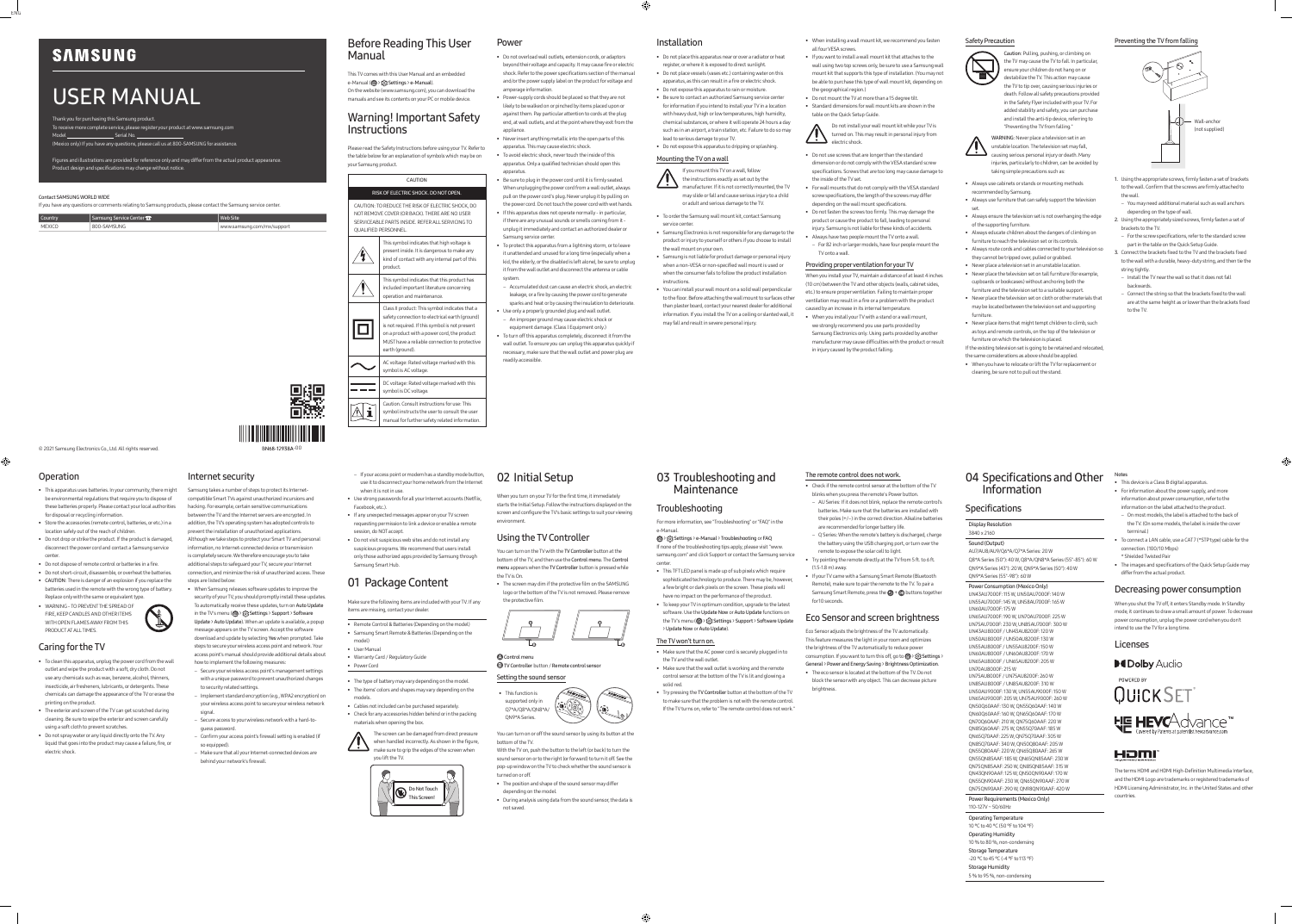# SAMSUNG

# USER MANUAL

Thank you for purchasing this Samsung product.
To receive more complete service, please register your product at www.samsung.com
Model _______________ Serial No. _______________
(Mexico only) If you have any questions, please call us at 800-SAMSUNG for assistance.

Figures and illustrations are provided for reference only and may differ from the actual product appearance. Product design and specifications may change without notice.

Contact SAMSUNG WORLD WIDE
If you have any questions or comments relating to Samsung products, please contact the Samsung service center.

| Country | Samsung Service Center | Web Site |
|---|---|---|
| MEXICO | 800-SAMSUNG | www.samsung.com/mx/support |

© 2021 Samsung Electronics Co., Ltd. All rights reserved.

BN68-12938A-00

## Before Reading This User Manual

This TV comes with this User Manual and an embedded e-Manual (Settings > e-Manual).
On the website (www.samsung.com), you can download the manuals and see its contents on your PC or mobile device.

## Warning! Important Safety Instructions

Please read the Safety Instructions before using your TV. Refer to the table below for an explanation of symbols which may be on your Samsung product.

| CAUTION | |
|---|---|
| RISK OF ELECTRIC SHOCK. DO NOT OPEN. | |
| CAUTION: TO REDUCE THE RISK OF ELECTRIC SHOCK, DO NOT REMOVE COVER (OR BACK). THERE ARE NO USER SERVICEABLE PARTS INSIDE. REFER ALL SERVICING TO QUALIFIED PERSONNEL. | |
| (symbol) | This symbol indicates that high voltage is present inside. It is dangerous to make any kind of contact with any internal part of this product. |
| (symbol) | This symbol indicates that this product has included important literature concerning operation and maintenance. |
| (symbol) | Class II product: This symbol indicates that a safety connection to electrical earth (ground) is not required. If this symbol is not present on a product with a power cord, the product MUST have a reliable connection to protective earth (ground). |
| (symbol) | AC voltage: Rated voltage marked with this symbol is AC voltage. |
| (symbol) | DC voltage: Rated voltage marked with this symbol is DC voltage. |
| (symbol) | Caution. Consult instructions for use: This symbol instructs the user to consult the user manual for further safety related information. |

## Power

- Do not overload wall outlets, extension cords, or adaptors beyond their voltage and capacity. It may cause fire or electric shock. Refer to the power specifications section of the manual and/or the power supply label on the product for voltage and amperage information.
- Power-supply cords should be placed so that they are not likely to be walked on or pinched by items placed upon or against them. Pay particular attention to cords at the plug end, at wall outlets, and at the point where they exit from the appliance.
- Never insert anything metallic into the open parts of this apparatus. This may cause electric shock.
- To avoid electric shock, never touch the inside of this apparatus. Only a qualified technician should open this apparatus.
- Be sure to plug in the power cord until it is firmly seated. When unplugging the power cord from a wall outlet, always pull on the power cord's plug. Never unplug it by pulling on the power cord. Do not touch the power cord with wet hands.
- If this apparatus does not operate normally - in particular, if there are any unusual sounds or smells coming from it - unplug it immediately and contact an authorized dealer or Samsung service center.
- To protect this apparatus from a lightning storm, or to leave it unattended and unused for a long time (especially when a kid, the elderly, or the disabled is left alone), be sure to unplug it from the wall outlet and disconnect the antenna or cable system.
  - Accumulated dust can cause an electric shock, an electric leakage, or a fire by causing the power cord to generate sparks and heat or by causing the insulation to deteriorate.
- Use only a properly grounded plug and wall outlet.
  - An improper ground may cause electric shock or equipment damage. (Class I Equipment only.)
- To turn off this apparatus completely, disconnect it from the wall outlet. To ensure you can unplug this apparatus quickly if necessary, make sure that the wall outlet and power plug are readily accessible.

## Installation

- Do not place this apparatus near or over a radiator or heat register, or where it is exposed to direct sunlight.
- Do not place vessels (vases etc.) containing water on this apparatus, as this can result in a fire or electric shock.
- Do not expose this apparatus to rain or moisture.
- Be sure to contact an authorized Samsung service center for information if you intend to install your TV in a location with heavy dust, high or low temperatures, high humidity, chemical substances, or where it will operate 24 hours a day such as in an airport, a train station, etc. Failure to do so may lead to serious damage to your TV.
- Do not expose this apparatus to dripping or splashing.

### Mounting the TV on a wall

If you mount this TV on a wall, follow the instructions exactly as set out by the manufacturer. If it is not correctly mounted, the TV may slide or fall and cause serious injury to a child or adult and serious damage to the TV.

- To order the Samsung wall mount kit, contact Samsung service center.
- Samsung Electronics is not responsible for any damage to the product or injury to yourself or others if you choose to install the wall mount on your own.
- Samsung is not liable for product damage or personal injury when a non-VESA or non-specified wall mount is used or when the consumer fails to follow the product installation instructions.
- You can install your wall mount on a solid wall perpendicular to the floor. Before attaching the wall mount to surfaces other than plaster board, contact your nearest dealer for additional information. If you install the TV on a ceiling or slanted wall, it may fall and result in severe personal injury.
- When installing a wall mount kit, we recommend you fasten all four VESA screws.
- If you want to install a wall mount kit that attaches to the wall using two top screws only, be sure to use a Samsung wall mount kit that supports this type of installation. (You may not be able to purchase this type of wall mount kit, depending on the geographical region.)
- Do not mount the TV at more than a 15 degree tilt.
- Standard dimensions for wall mount kits are shown in the table on the Quick Setup Guide.

Do not install your wall mount kit while your TV is turned on. This may result in personal injury from electric shock.

- Do not use screws that are longer than the standard dimension or do not comply with the VESA standard screw specifications. Screws that are too long may cause damage to the inside of the TV set.
- For wall mounts that do not comply with the VESA standard screw specifications, the length of the screws may differ depending on the wall mount specifications.
- Do not fasten the screws too firmly. This may damage the product or cause the product to fall, leading to personal injury. Samsung is not liable for these kinds of accidents.
- Always have two people mount the TV onto a wall.
  - For 82 inch or larger models, have four people mount the TV onto a wall.

### Providing proper ventilation for your TV

When you install your TV, maintain a distance of at least 4 inches (10 cm) between the TV and other objects (walls, cabinet sides, etc.) to ensure proper ventilation. Failing to maintain proper ventilation may result in a fire or a problem with the product caused by an increase in its internal temperature.

- When you install your TV with a stand or a wall mount, we strongly recommend you use parts provided by Samsung Electronics only. Using parts provided by another manufacturer may cause difficulties with the product or result in injury caused by the product falling.

### Safety Precaution

Caution: Pulling, pushing, or climbing on the TV may cause the TV to fall. In particular, ensure your children do not hang on or destabilize the TV. This action may cause the TV to tip over, causing serious injuries or death. Follow all safety precautions provided in the Safety Flyer included with your TV. For added stability and safety, you can purchase and install the anti-tip device, referring to "Preventing the TV from falling."

WARNING: Never place a television set in an unstable location. The television set may fall, causing serious personal injury or death. Many injuries, particularly to children, can be avoided by taking simple precautions such as:

- Always use cabinets or stands or mounting methods recommended by Samsung.
- Always use furniture that can safely support the television set.
- Always ensure the television set is not overhanging the edge of the supporting furniture.
- Always educate children about the dangers of climbing on furniture to reach the television set or its controls.
- Always route cords and cables connected to your television so they cannot be tripped over, pulled or grabbed.
- Never place a television set in an unstable location.
- Never place the television set on tall furniture (for example, cupboards or bookcases) without anchoring both the furniture and the television set to a suitable support.
- Never place the television set on cloth or other materials that may be located between the television set and supporting furniture.
- Never place items that might tempt children to climb, such as toys and remote controls, on the top of the television or furniture on which the television is placed.

If the existing television set is going to be retained and relocated, the same considerations as above should be applied.

- When you have to relocate or lift the TV for replacement or cleaning, be sure not to pull out the stand.

### Preventing the TV from falling

Wall-anchor (not supplied)

1. Using the appropriate screws, firmly fasten a set of brackets to the wall. Confirm that the screws are firmly attached to the wall.
   - You may need additional material such as wall anchors depending on the type of wall.
2. Using the appropriately sized screws, firmly fasten a set of brackets to the TV.
   - For the screw specifications, refer to the standard screw part in the table on the Quick Setup Guide.
3. Connect the brackets fixed to the TV and the brackets fixed to the wall with a durable, heavy-duty string, and then tie the string tightly.
   - Install the TV near the wall so that it does not fall backwards.
   - Connect the string so that the brackets fixed to the wall are at the same height as or lower than the brackets fixed to the TV.

## Operation

- This apparatus uses batteries. In your community, there might be environmental regulations that require you to dispose of these batteries properly. Please contact your local authorities for disposal or recycling information.
- Store the accessories (remote control, batteries, or etc.) in a location safely out of the reach of children.
- Do not drop or strike the product. If the product is damaged, disconnect the power cord and contact a Samsung service center.
- Do not dispose of remote control or batteries in a fire.
- Do not short-circuit, disassemble, or overheat the batteries.
- CAUTION: There is danger of an explosion if you replace the batteries used in the remote with the wrong type of battery. Replace only with the same or equivalent type.
- WARNING - TO PREVENT THE SPREAD OF FIRE, KEEP CANDLES AND OTHER ITEMS WITH OPEN FLAMES AWAY FROM THIS PRODUCT AT ALL TIMES.

## Caring for the TV

- To clean this apparatus, unplug the power cord from the wall outlet and wipe the product with a soft, dry cloth. Do not use any chemicals such as wax, benzene, alcohol, thinners, insecticide, air fresheners, lubricants, or detergents. These chemicals can damage the appearance of the TV or erase the printing on the product.
- The exterior and screen of the TV can get scratched during cleaning. Be sure to wipe the exterior and screen carefully using a soft cloth to prevent scratches.
- Do not spray water or any liquid directly onto the TV. Any liquid that goes into the product may cause a failure, fire, or electric shock.

## Internet security

Samsung takes a number of steps to protect its Internet-compatible Smart TVs against unauthorized incursions and hacking. For example, certain sensitive communications between the TV and the Internet servers are encrypted. In addition, the TV's operating system has adopted controls to prevent the installation of unauthorized applications.
Although we take steps to protect your Smart TV and personal information, no Internet-connected device or transmission is completely secure. We therefore encourage you to take additional steps to safeguard your TV, secure your Internet connection, and minimize the risk of unauthorized access. These steps are listed below:

- When Samsung releases software updates to improve the security of your TV, you should promptly install these updates. To automatically receive these updates, turn on Auto Update in the TV's menu (Settings > Support > Software Update > Auto Update). When an update is available, a popup message appears on the TV screen. Accept the software download and update by selecting Yes when prompted. Take steps to secure your wireless access point and network. Your access point's manual should provide additional details about how to implement the following measures:
  - Secure your wireless access point's management settings with a unique password to prevent unauthorized changes to security related settings.
  - Implement standard encryption (e.g., WPA2 encryption) on your wireless access point to secure your wireless network signal.
  - Secure access to your wireless network with a hard-to-guess password.
  - Confirm your access point's firewall setting is enabled (if so equipped).
  - Make sure that all your Internet-connected devices are behind your network's firewall.
  - If your access point or modem has a standby mode button, use it to disconnect your home network from the Internet when it is not in use.
- Use strong passwords for all your Internet accounts (Netflix, Facebook, etc.).
- If any unexpected messages appear on your TV screen requesting permission to link a device or enable a remote session, do NOT accept.
- Do not visit suspicious web sites and do not install any suspicious programs. We recommend that users install only those authorized apps provided by Samsung through Samsung Smart Hub.

## 01 Package Content

Make sure the following items are included with your TV. If any items are missing, contact your dealer.

- Remote Control & Batteries (Depending on the model)
- Samsung Smart Remote & Batteries (Depending on the model)
- User Manual
- Warranty Card / Regulatory Guide
- Power Cord

- The type of battery may vary depending on the model.
- The items' colors and shapes may vary depending on the models.
- Cables not included can be purchased separately.
- Check for any accessories hidden behind or in the packing materials when opening the box.

The screen can be damaged from direct pressure when handled incorrectly. As shown in the figure, make sure to grip the edges of the screen when you lift the TV.

Do Not Touch This Screen!

## 02 Initial Setup

When you turn on your TV for the first time, it immediately starts the Initial Setup. Follow the instructions displayed on the screen and configure the TV's basic settings to suit your viewing environment.

### Using the TV Controller

You can turn on the TV with the TV Controller button at the bottom of the TV, and then use the Control menu. The Control menu appears when the TV Controller button is pressed while the TV is On.

- The screen may dim if the protective film on the SAMSUNG logo or the bottom of the TV is not removed. Please remove the protective film.

Ⓐ Control menu
Ⓑ TV Controller button / Remote control sensor

### Setting the sound sensor

- This function is supported only in Q7**A/Q8**A/QN9**A/QN9**A Series.

You can turn on or off the sound sensor by using its button at the bottom of the TV.
With the TV on, push the button to the left (or back) to turn the sound sensor on or to the right (or forward) to turn it off. See the pop-up window on the TV to check whether the sound sensor is turned on or off.

- The position and shape of the sound sensor may differ depending on the model.
- During analysis using data from the sound sensor, the data is not saved.

## 03 Troubleshooting and Maintenance

### Troubleshooting

For more information, see "Troubleshooting" or "FAQ" in the e-Manual.
Settings > e-Manual > Troubleshooting or FAQ
If none of the troubleshooting tips apply, please visit "www.samsung.com" and click Support or contact the Samsung service center.

- This TFT LED panel is made up of sub pixels which require sophisticated technology to produce. There may be, however, a few bright or dark pixels on the screen. These pixels will have no impact on the performance of the product.
- To keep your TV in optimum condition, upgrade to the latest software. Use the Update Now or Auto Update functions on the TV's menu (Settings > Support > Software Update > Update Now or Auto Update).

#### The TV won't turn on.

- Make sure that the AC power cord is securely plugged in to the TV and the wall outlet.
- Make sure that the wall outlet is working and the remote control sensor at the bottom of the TV is lit and glowing a solid red.
- Try pressing the TV Controller button at the bottom of the TV to make sure that the problem is not with the remote control. If the TV turns on, refer to "The remote control does not work."

#### The remote control does not work.

- Check if the remote control sensor at the bottom of the TV blinks when you press the remote's Power button.
  - AU Series: If it does not blink, replace the remote control's batteries. Make sure that the batteries are installed with their poles (+/–) in the correct direction. Alkaline batteries are recommended for longer battery life.
  - Q Series: When the remote's battery is discharged, charge the battery using the USB charging port, or turn over the remote to expose the solar cell to light.
- Try pointing the remote directly at the TV from 5 ft. to 6 ft. (1.5-1.8 m) away.
- If your TV came with a Samsung Smart Remote (Bluetooth Remote), make sure to pair the remote to the TV. To pair a Samsung Smart Remote, press the + buttons together for 3 seconds.

### Eco Sensor and screen brightness

Eco Sensor adjusts the brightness of the TV automatically. This feature measures the light in your room and optimizes the brightness of the TV automatically to reduce power consumption. If you want to turn this off, go to Settings > General > Power and Energy Saving > Brightness Optimization.

- The eco sensor is located at the bottom of the TV. Do not block the sensor with any object. This can decrease picture brightness.

## 04 Specifications and Other Information

### Specifications

**Display Resolution**
3840 x 2160

**Sound (Output)**
AU7*/AU8*/AU9*/Q6**A/Q7**A Series: 20 W
Q8**A Series (50"): 40 W, Q8**A/QN8**A Series (55"-85"): 60 W
QN9**A Series (43"): 20 W, QN9**A Series (50"): 40 W
QN9**A Series (55"-98"): 60 W

**Power Consumption (Mexico Only)**
UN43AU7000F: 115 W, UN50AU7000F: 140 W
UN55AU7000F: 145 W, UN58AU7000F: 165 W
UN60AU7000F: 175 W
UN65AU7000F: 190 W, UN70AU7000F: 225 W
UN75AU7000F: 230 W, UN85AU7000F: 300 W
UN43AU8000F / UN43AU8200F: 120 W
UN50AU8000F / UN50AU8200F: 130 W
UN55AU8000F / UN55AU8200F: 150 W
UN60AU8000F / UN60AU8200F: 170 W
UN65AU8000F / UN65AU8200F: 205 W
UN70AU8000F: 215 W
UN75AU8000F / UN75AU8200F: 260 W
UN85AU8000F / UN85AU8200F: 310 W
UN50AU9000F: 130 W, UN55AU9000F: 150 W
UN65AU9000F: 205 W, UN75AU9000F: 260 W
QN50Q60AAF: 130 W, QN55Q60AAF: 140 W
QN60Q60AAF: 160 W, QN65Q60AAF: 170 W
QN70Q60AAF: 210 W, QN75Q60AAF: 220 W
QN85Q60AAF: 275 W, QN55Q70AAF: 185 W
QN65Q70AAF: 225 W, QN75Q70AAF: 305 W
QN85Q70AAF: 340 W, QN50Q80AAF: 205 W
QN55Q80AAF: 220 W, QN65Q80AAF: 265 W
QN55QN85AAF: 185 W, QN65QN85AAF: 230 W
QN75QN85AAF: 250 W, QN85QN85AAF: 315 W
QN43QN90AAF: 125 W, QN50QN90AAF: 170 W
QN55QN90AAF: 230 W, QN65QN90AAF: 270 W
QN75QN90AAF: 290 W, QN98QN90AAF: 420 W

**Power Requirements (Mexico Only)**
110-127V ~ 50/60Hz

**Operating Temperature**
10 °C to 40 °C (50 °F to 104 °F)

**Operating Humidity**
10 % to 80 %, non-condensing

**Storage Temperature**
-20 °C to 45 °C (-4 °F to 113 °F)

**Storage Humidity**
5 % to 95 %, non-condensing

**Notes**

- This device is a Class B digital apparatus.
- For information about the power supply, and more information about power consumption, refer to the information on the label attached to the product.
  - On most models, the label is attached to the back of the TV. (On some models, the label is inside the cover terminal.)
- To connect a LAN cable, use a CAT 7 (*STP type) cable for the connection. (100/10 Mbps)
  * Shielded Twisted Pair
- The images and specifications of the Quick Setup Guide may differ from the actual product.

### Decreasing power consumption

When you shut the TV off, it enters Standby mode. In Standby mode, it continues to draw a small amount of power. To decrease power consumption, unplug the power cord when you don't intend to use the TV for a long time.

### Licenses

Dolby Audio

POWERED BY QUICKSET

HEVC Advance™ Covered by Patents at patentlist.hevcadvance.com

HDMI

The terms HDMI and HDMI High-Definition Multimedia Interface, and the HDMI Logo are trademarks or registered trademarks of HDMI Licensing Administrator, Inc. in the United States and other countries.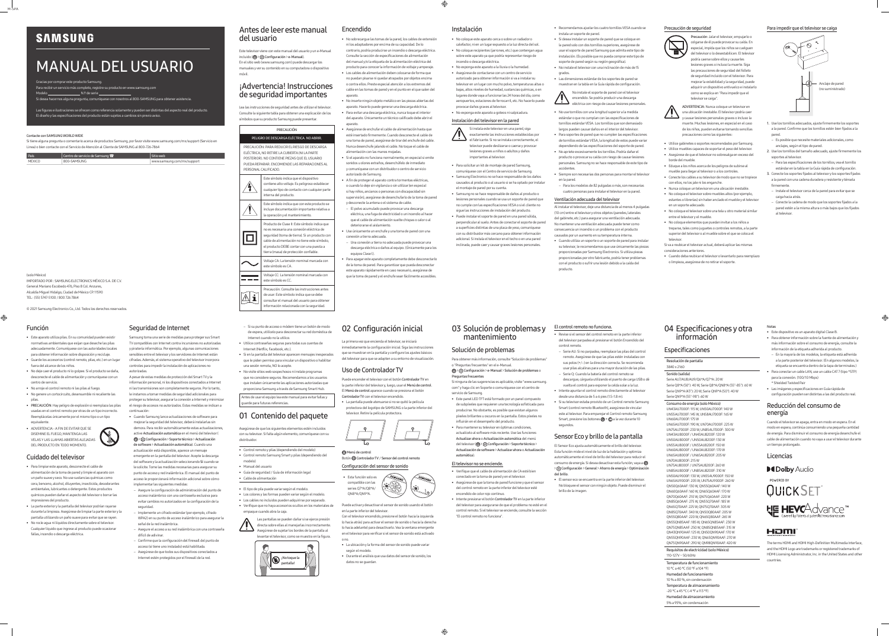# SAMSUNG

# MANUAL DEL USUARIO

Gracias por comprar este producto Samsung.
Para recibir un servicio más completo, registre su producto en www.samsung.com
Modelo ______________ N.º de serie ______________
Si desea hacernos alguna pregunta, comuníquese con nosotros al 800-SAMSUNG para obtener asistencia.

Las figuras e ilustraciones se ofrecen como referencia solamente y pueden ser distintas del aspecto real del producto. El diseño y las especificaciones del producto están sujetos a cambios sin previo aviso.

#### Contacte con SAMSUNG WORLD WIDE

Si tiene alguna pregunta o comentario acerca de productos Samsung, por favor visite www.samsung.com/mx/support (Servicio en Línea) o bien contacte con el Servicio de Atención al Cliente de SAMSUNG al 800-726-7864

| País | Centro de servicio de Samsung ☎ | Sitio web |
|---|---|---|
| MEXICO | 800-SAMSUNG | www.samsung.com/mx/support |

(solo México)
IMPORTADO POR : SAMSUNG ELECTRONICS MÉXICO S.A. DE C.V.
General Mariano Escobedo 476, Piso 8 Col. Anzures,
Alcaldía Miguel Hidalgo, Ciudad de México CP 11590
TEL : (55) 5747-5100 / 800 726 7864

© 2021 Samsung Electronics Co., Ltd. Todos los derechos reservados.

## Antes de leer este manual del usuario

Este televisor viene con este manual del usuario y un e-Manual incluido (⌂ > ⚙ Configuración > e-Manual).
En el sitio web (www.samsung.com) puede descargar los manuales y ver su contenido en su computadora o dispositivo móvil.

## ¡Advertencia! Instrucciones de seguridad importantes

Lea las instrucciones de seguridad antes de utilizar el televisor. Consulte la siguiente tabla para obtener una explicación de los símbolos que su producto Samsung puede presentar.

| PRECAUCIÓN | |
|---|---|
| PELIGRO DE DESCARGA ELÉCTRICA. NO ABRIR. | |
| PRECAUCIÓN: PARA REDUCIR EL RIESGO DE DESCARGA ELÉCTRICA, NO RETIRE LA CUBIERTA (NI LA PARTE POSTERIOR). NO CONTIENE PIEZAS QUE EL USUARIO PUEDA REPARAR. ENCOMIENDE LAS REPARACIONES AL PERSONAL CALIFICADO. | |
| ⚡ | Este símbolo indica que el dispositivo contiene alto voltaje. Es peligroso establecer cualquier tipo de contacto con cualquier parte interna del producto. |
| ⚠ | Este símbolo indica que con este producto se incluye documentación importante relativa a la operación y el mantenimiento. |
| ◻ | Producto de Clase II: Este símbolo indica que no es necesaria una conexión eléctrica de seguridad (toma de tierra). Si un producto con cable de alimentación no tiene este símbolo, el producto DEBE contar con una puesta a tierra (masa) de protección confiable. |
| ∼ | Voltaje CA: La tensión nominal marcada con este símbolo es CA. |
| ⎓ | Voltaje CC: La tensión nominal marcada con este símbolo es CC. |
| ⚠i | Precaución. Consulte las instrucciones antes de usar: Este símbolo indica que se debe consultar el manual del usuario para obtener información relacionada con la seguridad. |

## Encendido

- No sobrecargue las tomas de la pared, los cables de extensión ni los adaptadores por encima de su capacidad. De lo contrario, podría producirse un incendio o descarga eléctrica. Consulte la sección de especificaciones de alimentación del manual y/o la etiqueta de la alimentación eléctrica del producto para conocer la información de voltaje y amperaje.
- Los cables de alimentación deben colocarse de forma que no puedan pisarse ni quedar atrapados por objetos encima o contra ellos. Preste especial atención a los extremos del cable en las tomas de pared y en el punto en el que salen del aparato.
- No inserte ningún objeto metálico en las piezas abiertas del aparato. Hacerlo puede generar una descarga eléctrica.
- Para evitar una descarga eléctrica, nunca toque el interior del aparato. Únicamente un técnico calificado debe abrir el aparato.
- Asegúrese de enchufar el cable de alimentación hasta que esté insertado firmemente. Cuando desconecte el cable de una toma de pared, asegúrese de tirar del enchufe del cable. Nunca desenchufe jalando el cable. No toque el cable de alimentación con las manos mojadas.
- Si el aparato no funciona normalmente, en especial si emite sonidos u olores extraños, desenchúfelo de inmediato y comuníquese con un distribuidor o centro de servicio autorizado de Samsung.
- A fin de proteger el aparato contra tormentas eléctricas, o cuando lo deje en vigilancia o sin utilizar (en especial si hay niños, ancianos o personas con discapacidad sin supervisión), asegúrese de desenchufarlo de la toma de pared y desconecte la antena o el sistema de cable.
  – El polvo acumulado puede provocar una descarga eléctrica, una fuga de electricidad o un incendio al hacer que el cable de alimentación suelte chispas o calor o al deteriorarse el aislamiento.
- Use únicamente un enchufe y una toma de pared con una conexión a tierra adecuada.
  – Una conexión a tierra no adecuada puede provocar una descarga eléctrica o daños al equipo. (Únicamente para los equipos Clase I).
- Para apagar este aparato completamente debe desconectarlo de la toma de pared. Para garantizar que pueda desconectar este aparato rápidamente en caso necesario, asegúrese de que la toma de pared y el enchufe sean fácilmente accesibles.

## Instalación

- No coloque este aparato cerca o sobre un radiador o calefactor, ni en un lugar expuesto a la luz directa del sol.
- No coloque recipientes (jarrones, etc.) que contengan agua sobre este aparato ya que podría representar riesgo de incendio o descarga eléctrica.
- No exponga este aparato a la lluvia o la humedad.
- Asegúrese de contactarse con un centro de servicio autorizado para obtener información si va a instalar su televisor en un lugar con mucho polvo, temperaturas altas o bajas, altos niveles de humedad, sustancias químicas, o en lugares donde vaya a funcionar las 24 horas del día, como aeropuertos, estaciones de ferrocarril, etc. No hacerlo puede provocar daños graves al televisor.
- No exponga este aparato a goteos ni salpicadura.

### Instalación del televisor en la pared

⚠ Si instala este televisor en una pared, siga exactamente las instrucciones establecidas por el fabricante. Si no se instala correctamente, el televisor puede deslizarse o caerse y provocar lesiones graves a niños o adultos y daños importantes al televisor.

- Para solicitar un kit de montaje de pared Samsung, comuníquese con el Centro de servicio de Samsung.
- Samsung Electronics no se hace responsable de los daños causados al producto o al usuario si se ha optado por instalar el montaje de pared por su cuenta.
- Samsung no se hace responsable de daños al producto o lesiones personales cuando se usa un soporte de pared que no cumple con las especificaciones VESA o si el cliente no sigue las instrucciones de instalación del producto.
- Puede instalar el soporte de pared en una pared sólida, perpendicular al suelo. Antes de conectar el soporte de pared a superficies distintas de una placa de yeso, comuníquese con su distribuidor más cercano para obtener información adicional. Si instala el televisor en el techo o en una pared inclinada, puede caer y causar graves lesiones personales.
- Recomendamos ajustar los cuatro tornillos VESA cuando se instala un soporte de pared.
- Si desea instalar un soporte de pared que se coloque en la pared solo con dos tornillos superiores, asegúrese de usar el soporte de pared Samsung que admita este tipo de instalación. (Es posible que no pueda comprar este tipo de soporte de pared según su región geográfica).
- No instale el televisor con una inclinación de más de 15 grados.
- Las dimensiones estándar de los soportes de pared se muestran en la tabla en la Guía rápida de configuración.

⚠ No instale el soporte de pared con el televisor encendido. Se podría producir una descarga eléctrica con riesgo de causar lesiones personales.

- No use tornillos con una longitud superior a la medida estándar o que no cumplan con las especificaciones de tornillos estándar VESA. Los tornillos que son demasiado largos pueden causar daños en el interior del televisor.
- Para soportes de pared que no cumplen las especificaciones de tornillos estándar VESA, la longitud de estos puede variar dependiendo de las especificaciones del soporte de pared.
- No apriete excesivamente los tornillos. Podría dañar el producto o provocar su caída con riesgo de causar lesiones personales. Samsung no se hace responsable de este tipo de accidentes.
- Siempre son necesarias dos personas para montar el televisor en la pared.
  – Para los modelos de 82 pulgadas o más, son necesarias cuatro personas para instalar el televisor en la pared.

### Ventilación adecuada del televisor

Al instalar el televisor, deje una distancia de al menos 4 pulgadas (10 cm) entre el televisor y otros objetos (paredes, laterales del gabinete, etc.) para asegurar una ventilación adecuada. No mantener una ventilación adecuada puede tener como consecuencia un incendio o un problema con el producto causados por un aumento en su temperatura interna.

- Cuando utiliza un soporte o un soporte de pared para instalar su televisor, le recomendamos que use únicamente las piezas proporcionadas por Samsung Electronics. Si utiliza piezas proporcionadas por otro fabricante, podría tener problemas con el producto o sufrir una lesión debido a la caída del producto.

### Precaución de seguridad

Precaución: Jalar el televisor, empujarlo o colgarse de él puede provocar su caída. En especial, impida que los niños se cuelguen del televisor o lo desestabilicen. El televisor podría caerse sobre ellos y causarles lesiones graves o incluso la muerte. Siga las precauciones de seguridad del folleto de seguridad incluido con el televisor. Para mejorar la estabilidad y la seguridad, puede adquirir un dispositivo antivuelco e instalarlo como se explica en "Para impedir que el televisor se caiga."

⚠ ADVERTENCIA: Nunca coloque un televisor en una ubicación inestable. El televisor podría caer y causar lesiones personales graves o incluso la muerte. Muchas lesiones, en especial en el caso de los niños, pueden evitarse tomando sencillas precauciones como las siguientes:

- Utilice gabinetes o soportes recomendados por Samsung.
- Utilice muebles capaces de soportar el peso del televisor.
- Asegúrese de que el televisor no sobresalga en exceso del borde del mueble.
- Eduque a los niños acerca de los peligros de subirse al mueble para llegar al televisor o a los controles.
- Conecte los cables a su televisor de modo que no se tropiece con ellos, no los jale ni los enganche.
- Nunca coloque un televisor en una ubicación inestable.
- No coloque el televisor sobre muebles altos (por ejemplo, estantes o librerías) sin haber anclado el mueble y el televisor en un soporte adecuado.
- No coloque el televisor sobre una tela u otro material similar entre el televisor y el mueble.
- No coloque elementos que puedan invitar a los niños a treparse, tales como juguetes o controles remotos, a la parte superior del televisor o al mueble sobre el que se coloca el televisor.

Si va a reubicar el televisor actual, deberá aplicar las mismas consideraciones anteriores.

- Cuando deba reubicar el televisor o levantarlo para reemplazarlo o limpieza, asegúrese de no retirar el soporte.

### Para impedir que el televisor se caiga

Anclaje de pared (no suministrado)

1. Use los tornillos adecuados, ajuste firmemente los soportes a la pared. Confirme que los tornillos estén bien fijados a la pared.
   – Es posible que necesite materiales adicionales, como anclajes, según el tipo de pared.
2. Use los tornillos del tamaño adecuado, ajuste firmemente los soportes al televisor.
   – Para las especificaciones de los tornillos, vea el tornillo estándar en la tabla en la Guía rápida de configuración.
3. Conecte los soportes fijados al televisor y los soportes fijados a la pared con una cadena duradera y resistente y tiénsela firmemente.
   – Instale el televisor cerca de la pared para evitar que se caiga hacia atrás.
   – Conecte la cadena de modo que los soportes fijados a la pared estén a la misma altura o más bajos que los fijados al televisor.

## Función

- Este aparato utiliza pilas. En su comunidad pueden existir normativas ambientales que exijan que deseche las pilas adecuadamente. Comuníquese con las autoridades locales para obtener información sobre disposición y reciclaje.
- Guarde los accesorios (control remoto, pilas, etc.) en un lugar fuera del alcance de los niños.
- No deje caer el producto ni lo golpee. Si el producto se daña, desconecte el cable de alimentación y comuníquese con un centro de servicio.
- No arroje el control remoto ni las pilas al fuego.
- No genere un cortocircuito, desensamble ni recaliente las pilas.
- PRECAUCIÓN: Hay peligro de explosión si reemplaza las pilas usadas en el control remoto por otras de un tipo incorrecto. Reemplácelas únicamente por el mismo tipo o un tipo equivalente.
- ADVERTENCIA - A FIN DE EVITAR QUE SE DISEMINE EL FUEGO, MANTENGA LAS VELAS Y LAS LLAMAS ABIERTAS ALEJADAS DEL PRODUCTO EN TODO MOMENTO.

## Cuidado del televisor

- Para limpiar este aparato, desconecte el cable de alimentación de la toma de pared y limpie el aparato con un paño suave y seco. No use sustancias químicas como cera, benceno, alcohol, diluyentes, insecticida, desodorantes ambientales, lubricantes o detergente. Estos productos químicos pueden dañar el aspecto del televisor o borrar las impresiones del producto.
- La parte exterior y la pantalla del televisor podrían rayarse durante la limpieza. Asegúrese de limpiar la parte exterior y la pantalla utilizando un paño suave para evitar que se rayen.
- No rocíe agua ni líquidos directamente sobre el televisor. Cualquier líquido que ingrese al producto puede ocasionar fallas, incendio o descarga eléctrica.

## Seguridad de Internet

Samsung toma una serie de medidas para proteger sus Smart TV compatibles con Internet contra incursiones no autorizadas y piratería informática. Por ejemplo, algunas comunicaciones sensibles entre el televisor y los servidores de Internet están cifradas. Además, el sistema operativo del televisor incorpora controles para impedir la instalación de aplicaciones no autorizadas.

A pesar de estas medidas de protección del Smart TV y la información personal, ni los dispositivos conectados a Internet ni las transmisiones son completamente seguros. Por lo tanto, le instamos a tomar medidas de seguridad adicionales para proteger su televisor, asegurar la conexión a Internet y minimizar el riesgo de acceso no autorizado. Estas medidas se indican a continuación:

- Cuando Samsung lance actualizaciones de software para mejorar la seguridad del televisor, deberá instalarlas sin demora. Para recibir automáticamente estas actualizaciones, active **Actualización automática** en el menú del televisor (⌂ > ⚙ **Configuración > Soporte técnico > Actualización de software > Actualización automática**). Cuando una actualización está disponible, aparece un mensaje emergente en la pantalla del televisor. Acepte la descarga del software y la actualización seleccionando **Sí** cuando se le solicite. Tome las medidas necesarias para asegurar su punto de acceso y red inalámbrica. El manual del punto de acceso le proporcionará información adicional sobre cómo implementar las siguientes medidas:
  – Asegure la configuración de administración del punto de acceso inalámbrico con una contraseña exclusiva para evitar cambios no autorizados en la configuración de la seguridad.
  – Implemente un cifrado estándar (por ejemplo, cifrado WPA2) en su punto de acceso inalámbrico para asegurar la señal de la red inalámbrica.
  – Asegure el acceso a su red inalámbrica con una contraseña difícil de adivinar.
  – Confirme que la configuración del firewall del punto de acceso (si tiene uno instalado) está habilitada.
  – Asegúrese de que todos sus dispositivos conectados a Internet estén protegidos por el firewall de la red.
  – Si su punto de acceso o módem tiene un botón de modo de espera, utilícelo para desconectar su red doméstica de Internet cuando no la utilice.
- Utilice contraseñas seguras para todas sus cuentas de Internet (Netflix, Facebook, etc.).
- Si en la pantalla del televisor aparecen mensajes inesperados que le piden permiso para vincular un dispositivo o habilitar una sesión remota, NO lo acepte.
- No visite sitios web sospechosos ni instale programas que no considere seguros. Recomendamos a los usuarios que instalen únicamente las aplicaciones autorizadas que proporciona Samsung a través de Samsung Smart Hub.

Antes de usar el equipo lea este manual para evitar fallas y guarde para futuras referencias.

# 01 Contenido del paquete

Asegúrese de que los siguientes elementos estén incluidos con su televisor. Si falta algún elemento, comuníquese con su distribuidor.

- Control remoto y pilas (dependiendo del modelo)
- Control remoto Samsung Smart y pilas (dependiendo del modelo)
- Manual del usuario
- Guía de seguridad / Guía de información legal
- Cable de alimentación
- El tipo de pila puede variar según el modelo.
- Los colores y las formas pueden variar según el modelo.
- Los cables no incluidos pueden adquirirse por separado.
- Verifique que no haya accesorios ocultos en los materiales de empaque cuando abra la caja.

⚠ Las pantallas se pueden dañar si se ejerce presión directa sobre ellas al manejarlas incorrectamente. Asegúrese de sujetar los bordes de la pantalla al levantar el televisor, como se muestra en la figura.

¡No toque la pantalla!

# 02 Configuración inicial

La primera vez que encienda el televisor, se iniciará inmediatamente la configuración inicial. Siga las instrucciones que se muestran en la pantalla y configure los ajustes básicos del televisor para que se adapten a su entorno de visualización.

## Uso de Controlador TV

Puede encender el televisor con el botón **Controlador TV** en la parte inferior del televisor y, luego, usar el **Menú de control**. El **Menú de control** aparece cuando se presiona el botón **Controlador TV** con el televisor encendido.

- La pantalla puede atenuarse si no se quitó la película protectora del logotipo de SAMSUNG o la parte inferior del televisor. Retire la película protectora.

Ⓐ Menú de control
Botón ⓐ Controlador TV / Sensor del control remoto

### Configuración del sensor de sonido

- Esta función solo es compatible con las series Q7*A/Q8*A/QN8*A/QN9*A.

Puede activar y desactivar el sensor de sonido usando el botón en la parte inferior del televisor.
Con el televisor encendido, presione el botón hacia la izquierda (o hacia atrás) para activar el sensor de sonido o hacia la derecha (o hacia adelante) para desactivarlo. Vea la ventana emergente en el televisor para verificar si el sensor de sonido está activado o no.

- La ubicación y la forma del sensor de sonido puede variar según el modelo.
- Durante el análisis que usa datos del sensor de sonido, los datos no se guardan.

# 03 Solución de problemas y mantenimiento

## Solución de problemas

Para obtener más información, consulte "Solución de problemas" o "Preguntas frecuentes" en el e-Manual.
⌂ > ⚙ Configuración > e-Manual > Solución de problemas o Preguntas frecuentes

Si ninguna de las sugerencias es aplicable, visite "www.samsung.com" y haga clic en Soporte o comuníquese con el centro de servicio de Samsung.

- Este panel LED TFT está formado por un panel compuesto de subpíxeles que requieren una tecnología sofisticada para producirse. No obstante, es posible que existan algunos píxeles brillantes u oscuros en la pantalla. Estos píxeles no influirán en el desempeño del producto.
- Para mantener su televisor en óptimas condiciones, actualícelo al software más reciente. Use las funciones **Actualizar ahora** o **Actualización automática** del menú del televisor (⌂ > ⚙ **Configuración > Soporte técnico > Actualización de software > Actualizar ahora** o **Actualización automática**).

### El televisor no se enciende.

- Verifique que el cable de alimentación de CA esté bien conectado en la toma de pared y en el televisor.
- Asegúrese de que la toma de pared funcione y que el sensor del control remoto en la parte inferior del televisor esté encendido de color rojo continuo.
- Intente presionar el botón **Controlador TV** en la parte inferior del televisor para asegurarse de que el problema no esté en el control remoto. Si el televisor se enciende, consulte la sección "El control remoto no funciona".

### El control remoto no funciona.

- Revise si el sensor del control remoto en la parte inferior del televisor parpadea al presionar el botón Encendido del control remoto.
  – Serie AU: Si no parpadea, reemplace las pilas del control remoto. Asegúrese de que las pilas estén instaladas con sus polos (+/–) en la dirección correcta. Se recomienda usar pilas alcalinas para una mayor duración de las pilas.
  – Serie Q: Cuando la batería del control remoto se descargue, cárguela utilizando el puerto de carga USB o dé vuelta el control para exponer la celda solar a la luz.
- Intente apuntar el control remoto directamente al televisor desde una distancia de 5 a 6 pies (1.5-1.8 m).
- Si su televisor estaba provisto de un Control remoto Samsung Smart (control remoto Bluetooth), asegúrese de vincular este al televisor. Para emparejar el Control remoto Samsung Smart, presione los botones ⓑ + ⓒ a la vez durante 10 segundos.

## Sensor Eco y brillo de la pantalla

El Sensor Eco ajusta automáticamente el brillo del televisor. Esta función mide el nivel de luz de la habitación y optimiza automáticamente el nivel de brillo del televisor para reducir el consumo de energía. Si desea desactivar esta función, vaya a ⌂ > ⚙ **Configuración > General > Ahorro de energía > Optimización del brillo**.

- El sensor eco se encuentra en la parte inferior del televisor. No bloquee el sensor con ningún objeto. Puede disminuir el brillo de la imagen.

# 04 Especificaciones y otra información

## Especificaciones

**Resolución de pantalla**
3840 x 2160

**Sonido (salida)**
Serie AU7/AU8/AU9/Q6*A/Q7*A: 20 W
Serie Q8*A (50"): 40 W, Serie Q8*A/QN8*A (55"-85"): 60 W
Serie QN9*A (43"): 20 W, Serie QN9*A (50"): 40 W
Serie QN9*A (55"-98"): 60 W

**Consumo de energía (solo México)**
UN43AU7000F: 115 W, UN50AU7000F: 140 W
UN55AU7000F: 145 W, UN58AU7000F: 165 W
UN60AU7000F: 175 W
UN65AU7000F: 190 W, UN70AU7000F: 225 W
UN75AU7000F: 230 W, UN85AU7000F: 300 W
UN43AU8000F / UN43AU8200F: 120 W
UN50AU8000F / UN50AU8200F: 130 W
UN55AU8000F / UN55AU8200F: 150 W
UN60AU8000F / UN60AU8200F: 170 W
UN65AU8000F / UN65AU8200F: 205 W
UN70AU8000F: 215 W
UN75AU8000F / UN75AU8200F: 260 W
UN85AU8000F / UN85AU8200F: 310 W
UN50AU9000F: 130 W, UN55AU9000F: 150 W
UN65AU9000F: 205 W, UN75AU9000F: 260 W
QN50Q60AAF: 130 W, QN55Q60AAF: 140 W
QN60Q60AAF: 160 W, QN65Q60AAF: 170 W
QN70Q60AAF: 210 W, QN75Q60AAF: 220 W
QN85Q60AAF: 275 W, QN55Q70AAF: 185 W
QN65Q70AAF: 225 W, QN75Q70AAF: 305 W
QN85Q70AAF: 340 W, QN50Q80AAF: 205 W
QN55Q80AAF: 220 W, QN65Q80AAF: 265 W
QN55QN85AAF: 185 W, QN65QN85AAF: 230 W
QN75QN85AAF: 250 W, QN85QN85AAF: 315 W
QN43QN90AAF: 125 W, QN50QN90AAF: 170 W
QN55QN90AAF: 230 W, QN65QN90AAF: 270 W
QN75QN90AAF: 290 W, QN85QN90AAF: 420 W

**Requisitos de electricidad (solo México)**
110-127V ~ 50/60Hz

**Temperatura de funcionamiento**
10 °C a 40 °C (50 °F a 104 °F)

**Humedad de funcionamiento**
10 % a 80 %, sin condensación

**Temperatura de almacenamiento**
-20 °C a 45 °C (-4 °F a 113 °F)

**Humedad de almacenamiento**
5% a 95%, sin condensación

**Notas**

- Este dispositivo es un aparato digital Clase B.
- Para obtener información sobre la fuente de alimentación y más información sobre el consumo de energía, consulte la información de la etiqueta adherida al producto.
  – En la mayoría de los modelos, la etiqueta está adherida a la parte posterior del televisor. (En algunos modelos, la etiqueta se encuentra dentro de la tapa de terminales.)
- Para conectar un cable LAN, use un cable CAT 7 (tipo *STP) para la conexión. (100/10 Mbps)
  * Shielded Twisted Pair
- Las imágenes y especificaciones en Guía rápida de configuración pueden ser distintas a las del producto real.

## Reducción del consumo de energía

Cuando el televisor se apaga, entra en modo en espera. En el modo en espera, continúa consumiendo una pequeña cantidad de energía. Para disminuir el consumo de energía desenchufe el cable de alimentación cuando no vaya a usar el televisor durante un tiempo prolongado.

## Licencias

Dolby Audio

POWERED BY QUICKSET

HEVCAdvance — Covered by Patents at patentlist.hevcadvance.com

HDMI

The terms HDMI and HDMI High-Definition Multimedia Interface, and the HDMI Logo are trademarks or registered trademarks of HDMI Licensing Administrator, Inc. in the United States and other countries.